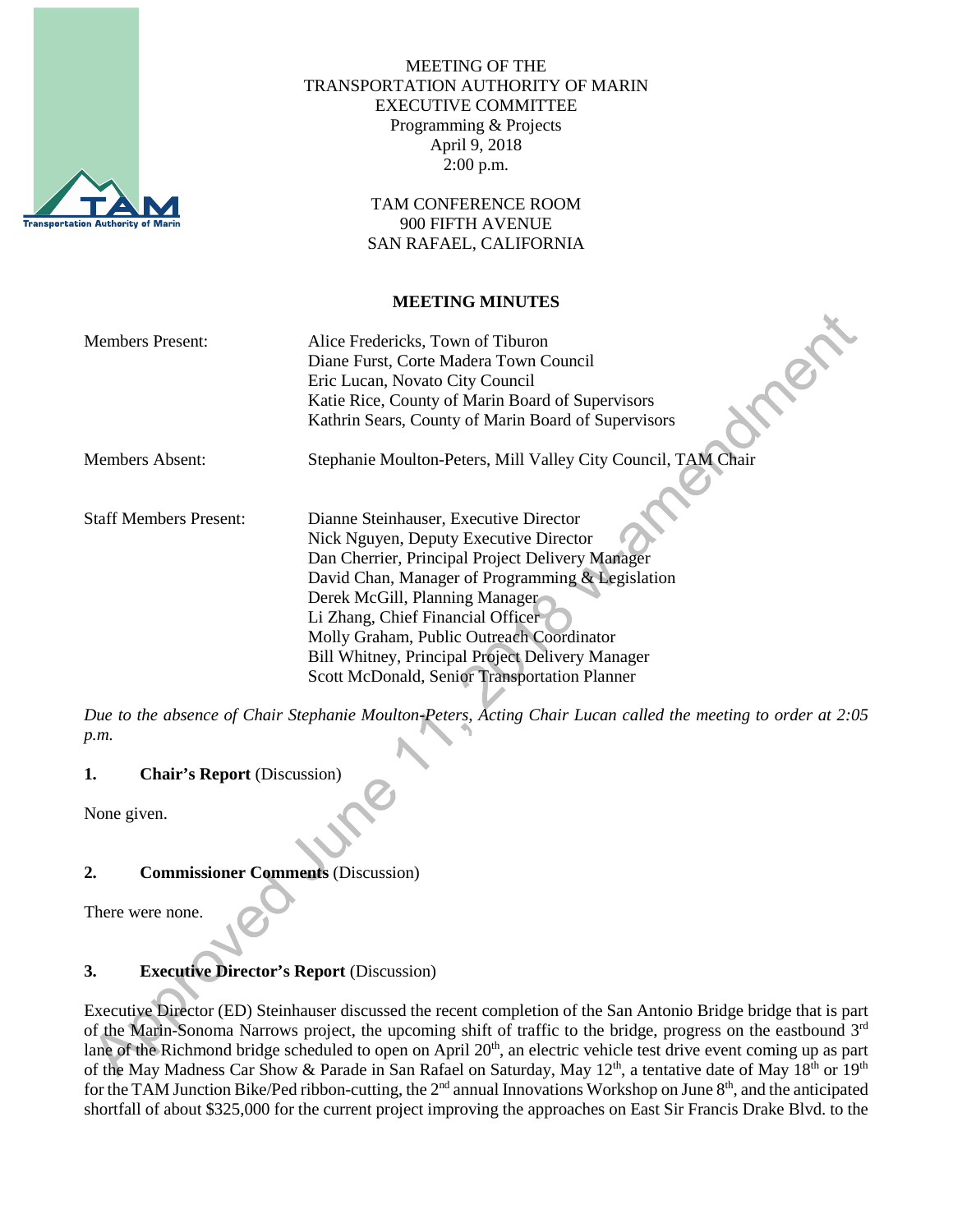MEETING OF THE
TRANSPORTATION AUTHORITY OF MARIN
EXECUTIVE COMMITTEE
Programming & Projects
April 9, 2018
2:00 p.m.

TAM CONFERENCE ROOM
900 FIFTH AVENUE
SAN RAFAEL, CALIFORNIA

**MEETING MINUTES**

| | |
|---|---|
| Members Present: | Alice Fredericks, Town of Tiburon<br>Diane Furst, Corte Madera Town Council<br>Eric Lucan, Novato City Council<br>Katie Rice, County of Marin Board of Supervisors<br>Kathrin Sears, County of Marin Board of Supervisors |
| Members Absent: | Stephanie Moulton-Peters, Mill Valley City Council, TAM Chair |
| Staff Members Present: | Dianne Steinhauser, Executive Director<br>Nick Nguyen, Deputy Executive Director<br>Dan Cherrier, Principal Project Delivery Manager<br>David Chan, Manager of Programming & Legislation<br>Derek McGill, Planning Manager<br>Li Zhang, Chief Financial Officer<br>Molly Graham, Public Outreach Coordinator<br>Bill Whitney, Principal Project Delivery Manager<br>Scott McDonald, Senior Transportation Planner |

*Due to the absence of Chair Stephanie Moulton-Peters, Acting Chair Lucan called the meeting to order at 2:05 p.m.*

**1. Chair's Report** (Discussion)

None given.

**2. Commissioner Comments** (Discussion)

There were none.

**3. Executive Director's Report** (Discussion)

Executive Director (ED) Steinhauser discussed the recent completion of the San Antonio Bridge bridge that is part of the Marin-Sonoma Narrows project, the upcoming shift of traffic to the bridge, progress on the eastbound 3rd lane of the Richmond bridge scheduled to open on April 20th, an electric vehicle test drive event coming up as part of the May Madness Car Show & Parade in San Rafael on Saturday, May 12th, a tentative date of May 18th or 19th for the TAM Junction Bike/Ped ribbon-cutting, the 2nd annual Innovations Workshop on June 8th, and the anticipated shortfall of about $325,000 for the current project improving the approaches on East Sir Francis Drake Blvd. to the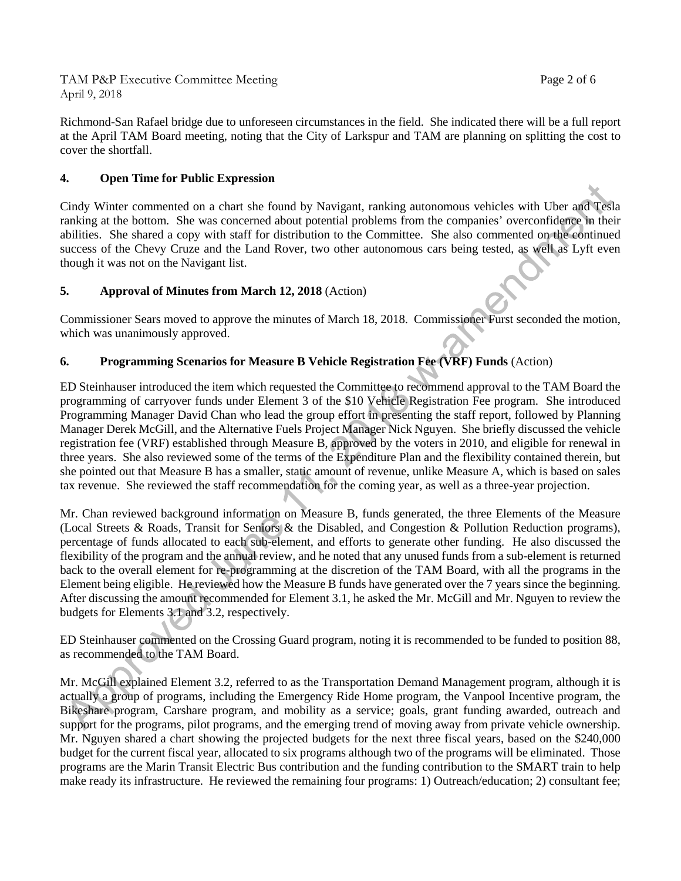Richmond-San Rafael bridge due to unforeseen circumstances in the field. She indicated there will be a full report at the April TAM Board meeting, noting that the City of Larkspur and TAM are planning on splitting the cost to cover the shortfall.

## 4. Open Time for Public Expression

Cindy Winter commented on a chart she found by Navigant, ranking autonomous vehicles with Uber and Tesla ranking at the bottom. She was concerned about potential problems from the companies' overconfidence in their abilities. She shared a copy with staff for distribution to the Committee. She also commented on the continued success of the Chevy Cruze and the Land Rover, two other autonomous cars being tested, as well as Lyft even though it was not on the Navigant list.

## 5. Approval of Minutes from March 12, 2018 (Action)

Commissioner Sears moved to approve the minutes of March 18, 2018. Commissioner Furst seconded the motion, which was unanimously approved.

## 6. Programming Scenarios for Measure B Vehicle Registration Fee (VRF) Funds (Action)

ED Steinhauser introduced the item which requested the Committee to recommend approval to the TAM Board the programming of carryover funds under Element 3 of the $10 Vehicle Registration Fee program. She introduced Programming Manager David Chan who lead the group effort in presenting the staff report, followed by Planning Manager Derek McGill, and the Alternative Fuels Project Manager Nick Nguyen. She briefly discussed the vehicle registration fee (VRF) established through Measure B, approved by the voters in 2010, and eligible for renewal in three years. She also reviewed some of the terms of the Expenditure Plan and the flexibility contained therein, but she pointed out that Measure B has a smaller, static amount of revenue, unlike Measure A, which is based on sales tax revenue. She reviewed the staff recommendation for the coming year, as well as a three-year projection.

Mr. Chan reviewed background information on Measure B, funds generated, the three Elements of the Measure (Local Streets & Roads, Transit for Seniors & the Disabled, and Congestion & Pollution Reduction programs), percentage of funds allocated to each sub-element, and efforts to generate other funding. He also discussed the flexibility of the program and the annual review, and he noted that any unused funds from a sub-element is returned back to the overall element for re-programming at the discretion of the TAM Board, with all the programs in the Element being eligible. He reviewed how the Measure B funds have generated over the 7 years since the beginning. After discussing the amount recommended for Element 3.1, he asked the Mr. McGill and Mr. Nguyen to review the budgets for Elements 3.1 and 3.2, respectively.

ED Steinhauser commented on the Crossing Guard program, noting it is recommended to be funded to position 88, as recommended to the TAM Board.

Mr. McGill explained Element 3.2, referred to as the Transportation Demand Management program, although it is actually a group of programs, including the Emergency Ride Home program, the Vanpool Incentive program, the Bikeshare program, Carshare program, and mobility as a service; goals, grant funding awarded, outreach and support for the programs, pilot programs, and the emerging trend of moving away from private vehicle ownership. Mr. Nguyen shared a chart showing the projected budgets for the next three fiscal years, based on the $240,000 budget for the current fiscal year, allocated to six programs although two of the programs will be eliminated. Those programs are the Marin Transit Electric Bus contribution and the funding contribution to the SMART train to help make ready its infrastructure. He reviewed the remaining four programs: 1) Outreach/education; 2) consultant fee;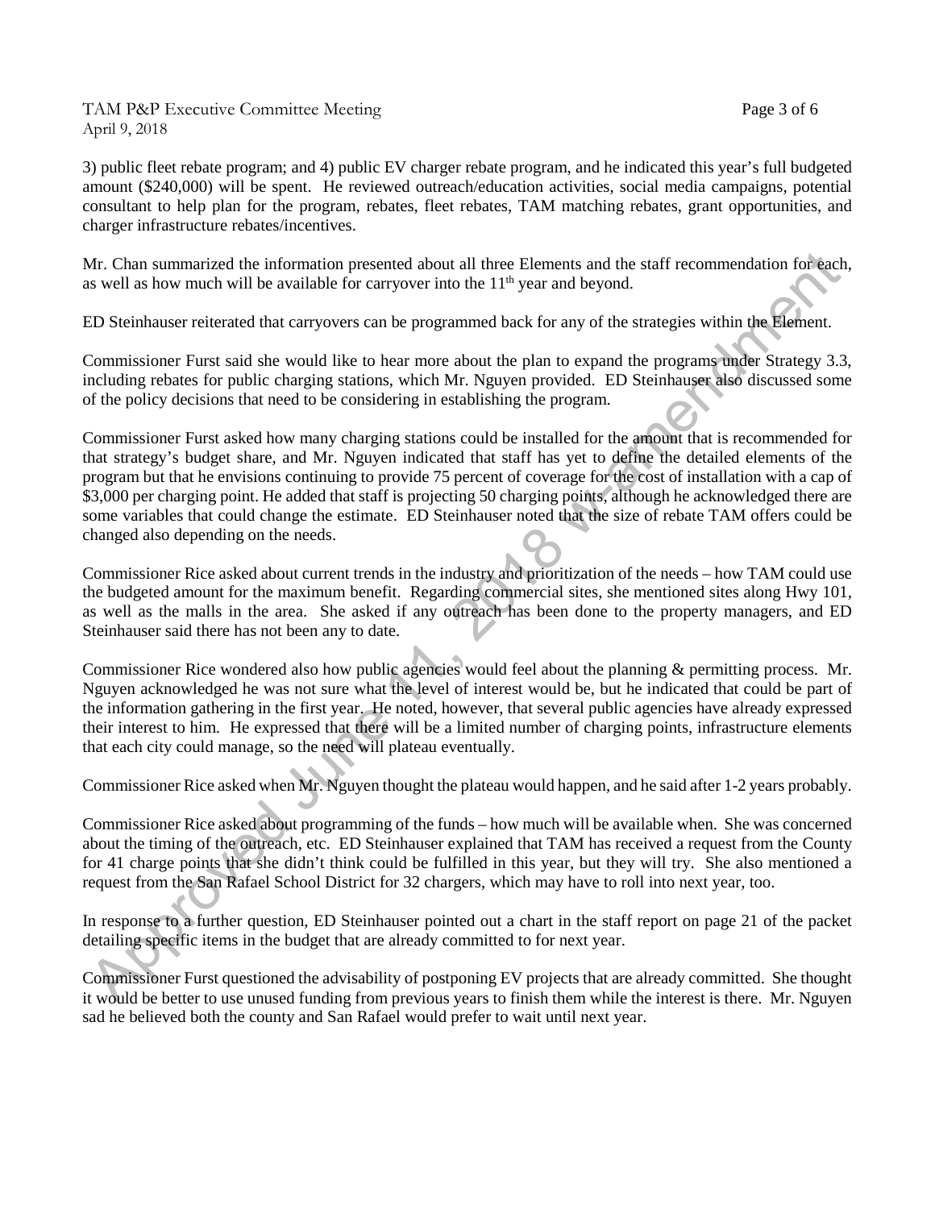3) public fleet rebate program; and 4) public EV charger rebate program, and he indicated this year's full budgeted amount ($240,000) will be spent. He reviewed outreach/education activities, social media campaigns, potential consultant to help plan for the program, rebates, fleet rebates, TAM matching rebates, grant opportunities, and charger infrastructure rebates/incentives.

Mr. Chan summarized the information presented about all three Elements and the staff recommendation for each, as well as how much will be available for carryover into the 11th year and beyond.

ED Steinhauser reiterated that carryovers can be programmed back for any of the strategies within the Element.

Commissioner Furst said she would like to hear more about the plan to expand the programs under Strategy 3.3, including rebates for public charging stations, which Mr. Nguyen provided. ED Steinhauser also discussed some of the policy decisions that need to be considering in establishing the program.

Commissioner Furst asked how many charging stations could be installed for the amount that is recommended for that strategy's budget share, and Mr. Nguyen indicated that staff has yet to define the detailed elements of the program but that he envisions continuing to provide 75 percent of coverage for the cost of installation with a cap of $3,000 per charging point. He added that staff is projecting 50 charging points, although he acknowledged there are some variables that could change the estimate. ED Steinhauser noted that the size of rebate TAM offers could be changed also depending on the needs.

Commissioner Rice asked about current trends in the industry and prioritization of the needs – how TAM could use the budgeted amount for the maximum benefit. Regarding commercial sites, she mentioned sites along Hwy 101, as well as the malls in the area. She asked if any outreach has been done to the property managers, and ED Steinhauser said there has not been any to date.

Commissioner Rice wondered also how public agencies would feel about the planning & permitting process. Mr. Nguyen acknowledged he was not sure what the level of interest would be, but he indicated that could be part of the information gathering in the first year. He noted, however, that several public agencies have already expressed their interest to him. He expressed that there will be a limited number of charging points, infrastructure elements that each city could manage, so the need will plateau eventually.

Commissioner Rice asked when Mr. Nguyen thought the plateau would happen, and he said after 1-2 years probably.

Commissioner Rice asked about programming of the funds – how much will be available when. She was concerned about the timing of the outreach, etc. ED Steinhauser explained that TAM has received a request from the County for 41 charge points that she didn't think could be fulfilled in this year, but they will try. She also mentioned a request from the San Rafael School District for 32 chargers, which may have to roll into next year, too.

In response to a further question, ED Steinhauser pointed out a chart in the staff report on page 21 of the packet detailing specific items in the budget that are already committed to for next year.

Commissioner Furst questioned the advisability of postponing EV projects that are already committed. She thought it would be better to use unused funding from previous years to finish them while the interest is there. Mr. Nguyen sad he believed both the county and San Rafael would prefer to wait until next year.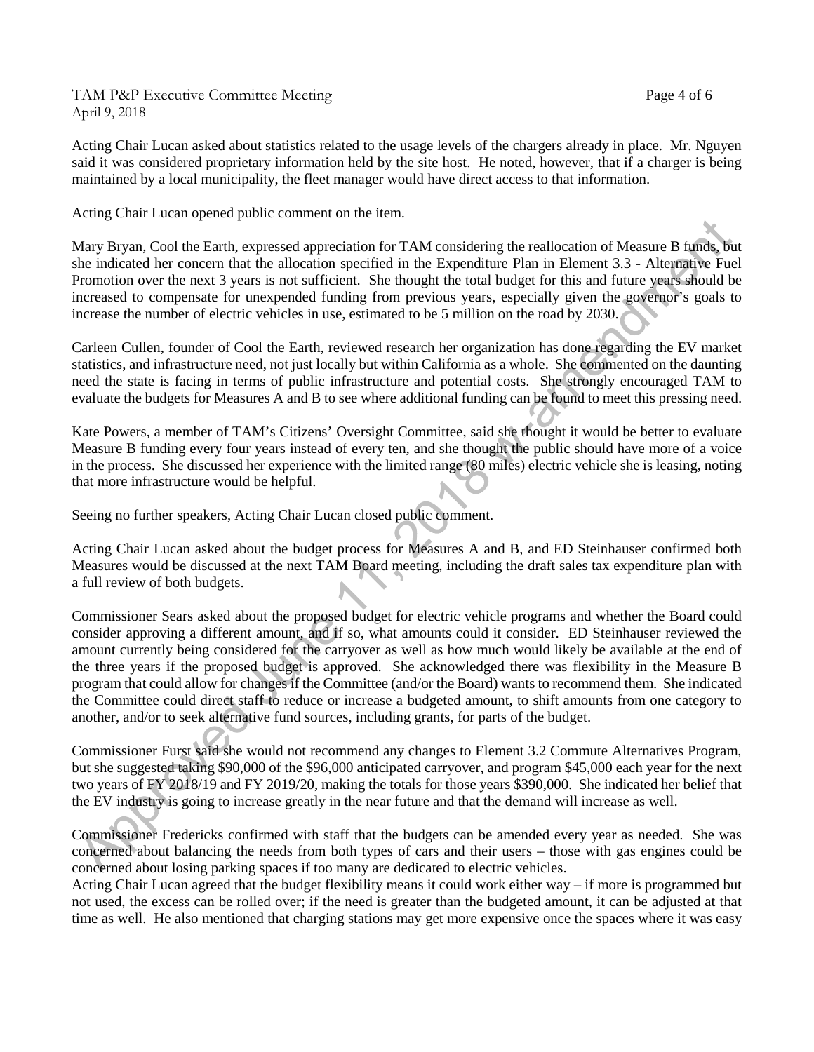Acting Chair Lucan asked about statistics related to the usage levels of the chargers already in place. Mr. Nguyen said it was considered proprietary information held by the site host. He noted, however, that if a charger is being maintained by a local municipality, the fleet manager would have direct access to that information.

Acting Chair Lucan opened public comment on the item.

Mary Bryan, Cool the Earth, expressed appreciation for TAM considering the reallocation of Measure B funds, but she indicated her concern that the allocation specified in the Expenditure Plan in Element 3.3 - Alternative Fuel Promotion over the next 3 years is not sufficient. She thought the total budget for this and future years should be increased to compensate for unexpended funding from previous years, especially given the governor's goals to increase the number of electric vehicles in use, estimated to be 5 million on the road by 2030.

Carleen Cullen, founder of Cool the Earth, reviewed research her organization has done regarding the EV market statistics, and infrastructure need, not just locally but within California as a whole. She commented on the daunting need the state is facing in terms of public infrastructure and potential costs. She strongly encouraged TAM to evaluate the budgets for Measures A and B to see where additional funding can be found to meet this pressing need.

Kate Powers, a member of TAM's Citizens' Oversight Committee, said she thought it would be better to evaluate Measure B funding every four years instead of every ten, and she thought the public should have more of a voice in the process. She discussed her experience with the limited range (80 miles) electric vehicle she is leasing, noting that more infrastructure would be helpful.

Seeing no further speakers, Acting Chair Lucan closed public comment.

Acting Chair Lucan asked about the budget process for Measures A and B, and ED Steinhauser confirmed both Measures would be discussed at the next TAM Board meeting, including the draft sales tax expenditure plan with a full review of both budgets.

Commissioner Sears asked about the proposed budget for electric vehicle programs and whether the Board could consider approving a different amount, and if so, what amounts could it consider. ED Steinhauser reviewed the amount currently being considered for the carryover as well as how much would likely be available at the end of the three years if the proposed budget is approved. She acknowledged there was flexibility in the Measure B program that could allow for changes if the Committee (and/or the Board) wants to recommend them. She indicated the Committee could direct staff to reduce or increase a budgeted amount, to shift amounts from one category to another, and/or to seek alternative fund sources, including grants, for parts of the budget.

Commissioner Furst said she would not recommend any changes to Element 3.2 Commute Alternatives Program, but she suggested taking $90,000 of the $96,000 anticipated carryover, and program $45,000 each year for the next two years of FY 2018/19 and FY 2019/20, making the totals for those years $390,000. She indicated her belief that the EV industry is going to increase greatly in the near future and that the demand will increase as well.

Commissioner Fredericks confirmed with staff that the budgets can be amended every year as needed. She was concerned about balancing the needs from both types of cars and their users – those with gas engines could be concerned about losing parking spaces if too many are dedicated to electric vehicles.

Acting Chair Lucan agreed that the budget flexibility means it could work either way – if more is programmed but not used, the excess can be rolled over; if the need is greater than the budgeted amount, it can be adjusted at that time as well. He also mentioned that charging stations may get more expensive once the spaces where it was easy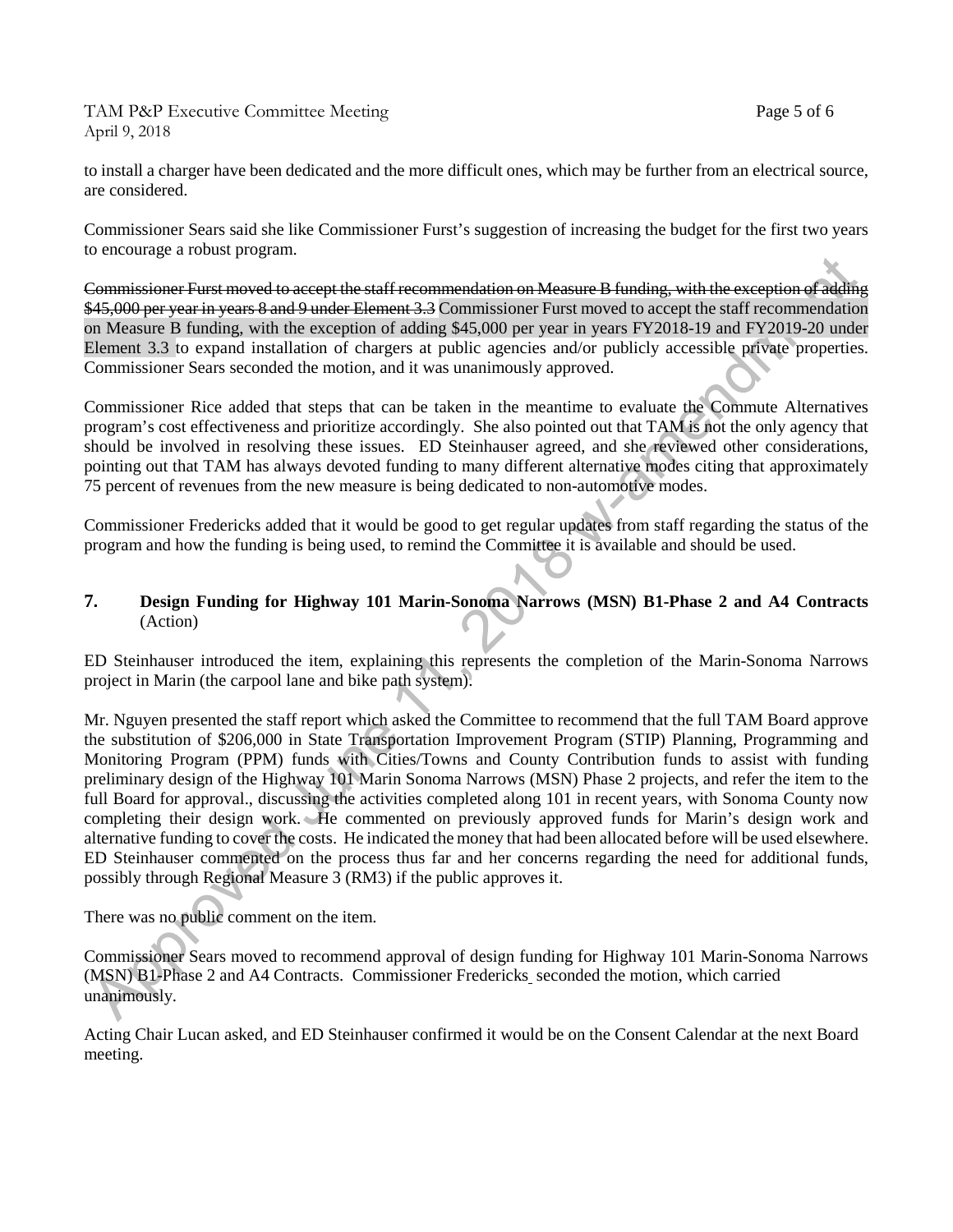to install a charger have been dedicated and the more difficult ones, which may be further from an electrical source, are considered.

Commissioner Sears said she like Commissioner Furst's suggestion of increasing the budget for the first two years to encourage a robust program.

~~Commissioner Furst moved to accept the staff recommendation on Measure B funding, with the exception of adding \$45,000 per year in years 8 and 9 under Element 3.3~~ Commissioner Furst moved to accept the staff recommendation on Measure B funding, with the exception of adding \$45,000 per year in years FY2018-19 and FY2019-20 under Element 3.3 to expand installation of chargers at public agencies and/or publicly accessible private properties. Commissioner Sears seconded the motion, and it was unanimously approved.

Commissioner Rice added that steps that can be taken in the meantime to evaluate the Commute Alternatives program's cost effectiveness and prioritize accordingly. She also pointed out that TAM is not the only agency that should be involved in resolving these issues. ED Steinhauser agreed, and she reviewed other considerations, pointing out that TAM has always devoted funding to many different alternative modes citing that approximately 75 percent of revenues from the new measure is being dedicated to non-automotive modes.

Commissioner Fredericks added that it would be good to get regular updates from staff regarding the status of the program and how the funding is being used, to remind the Committee it is available and should be used.

## 7. Design Funding for Highway 101 Marin-Sonoma Narrows (MSN) B1-Phase 2 and A4 Contracts (Action)

ED Steinhauser introduced the item, explaining this represents the completion of the Marin-Sonoma Narrows project in Marin (the carpool lane and bike path system).

Mr. Nguyen presented the staff report which asked the Committee to recommend that the full TAM Board approve the substitution of \$206,000 in State Transportation Improvement Program (STIP) Planning, Programming and Monitoring Program (PPM) funds with Cities/Towns and County Contribution funds to assist with funding preliminary design of the Highway 101 Marin Sonoma Narrows (MSN) Phase 2 projects, and refer the item to the full Board for approval., discussing the activities completed along 101 in recent years, with Sonoma County now completing their design work. He commented on previously approved funds for Marin's design work and alternative funding to cover the costs. He indicated the money that had been allocated before will be used elsewhere. ED Steinhauser commented on the process thus far and her concerns regarding the need for additional funds, possibly through Regional Measure 3 (RM3) if the public approves it.

There was no public comment on the item.

Commissioner Sears moved to recommend approval of design funding for Highway 101 Marin-Sonoma Narrows (MSN) B1-Phase 2 and A4 Contracts. Commissioner Fredericks seconded the motion, which carried unanimously.

Acting Chair Lucan asked, and ED Steinhauser confirmed it would be on the Consent Calendar at the next Board meeting.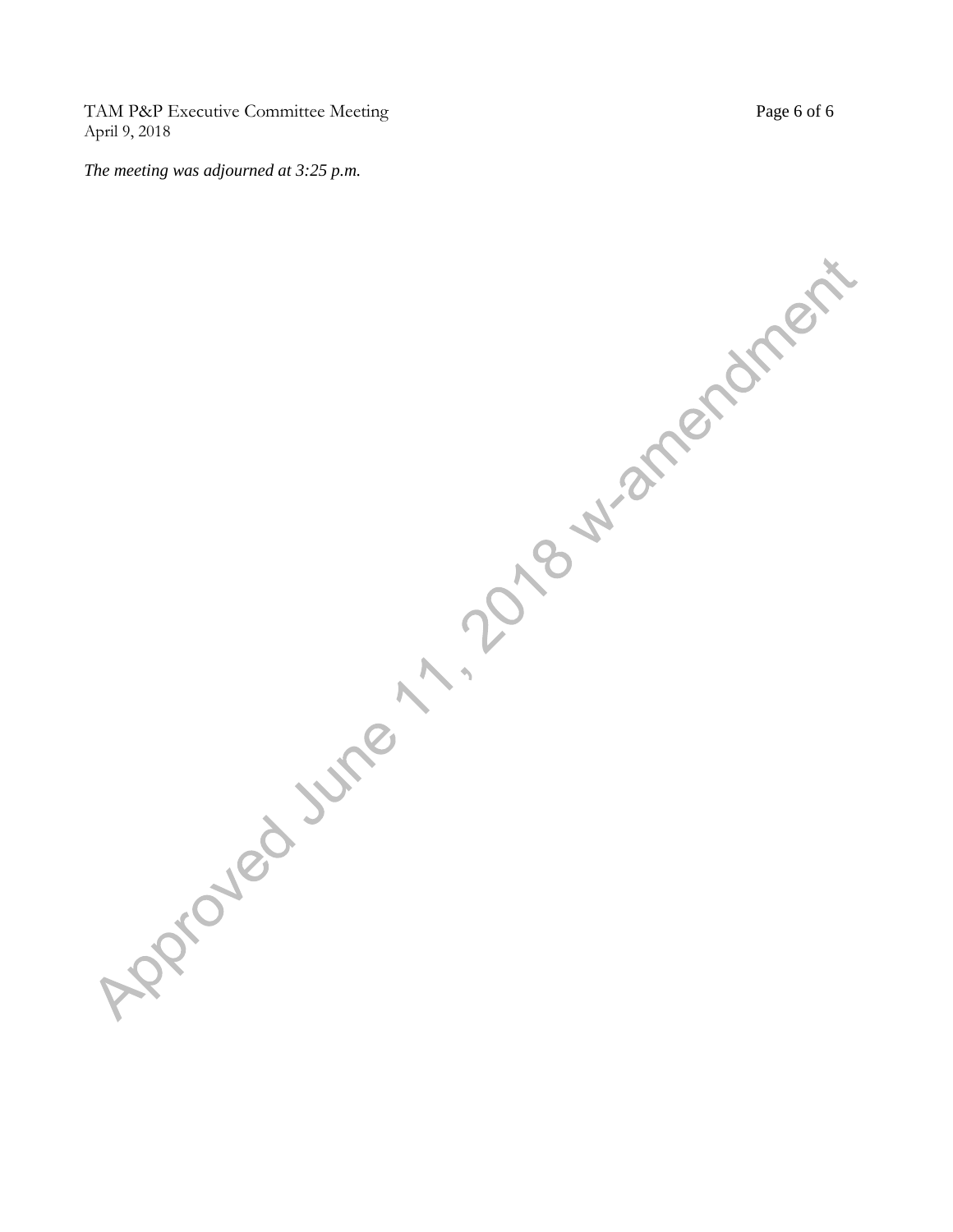*The meeting was adjourned at 3:25 p.m.*

Approved June 11, 2018 w-amendment